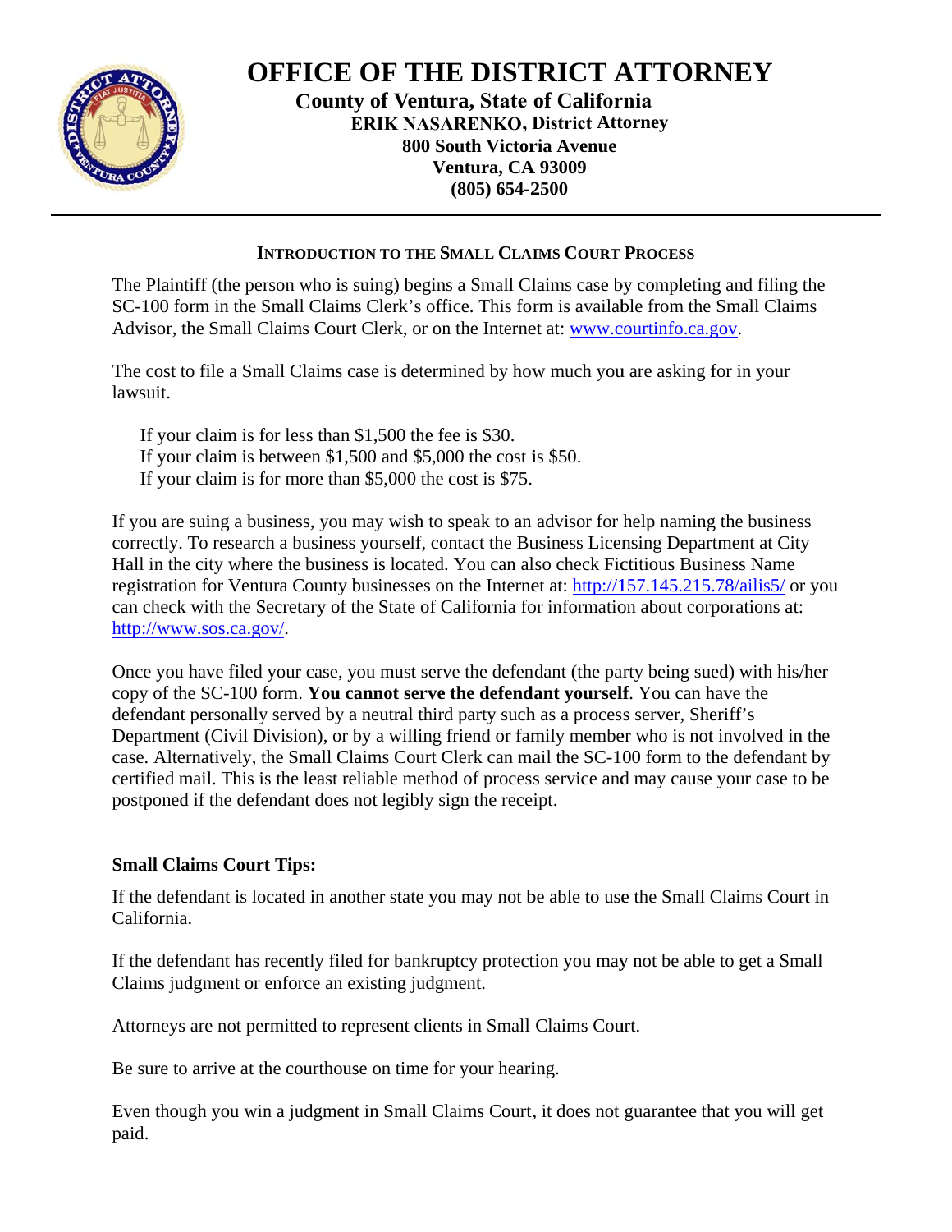# OFFICE OF THE DISTRICT ATTORNEY

**County of Ventura, State of California**
**ERIK NASARENKO, District Attorney**
**800 South Victoria Avenue**
**Ventura, CA 93009**
**(805) 654-2500**

---

## INTRODUCTION TO THE SMALL CLAIMS COURT PROCESS

The Plaintiff (the person who is suing) begins a Small Claims case by completing and filing the SC-100 form in the Small Claims Clerk's office. This form is available from the Small Claims Advisor, the Small Claims Court Clerk, or on the Internet at: www.courtinfo.ca.gov.

The cost to file a Small Claims case is determined by how much you are asking for in your lawsuit.

If your claim is for less than $1,500 the fee is $30.
If your claim is between $1,500 and $5,000 the cost is $50.
If your claim is for more than $5,000 the cost is $75.

If you are suing a business, you may wish to speak to an advisor for help naming the business correctly. To research a business yourself, contact the Business Licensing Department at City Hall in the city where the business is located. You can also check Fictitious Business Name registration for Ventura County businesses on the Internet at: http://157.145.215.78/ailis5/ or you can check with the Secretary of the State of California for information about corporations at: http://www.sos.ca.gov/.

Once you have filed your case, you must serve the defendant (the party being sued) with his/her copy of the SC-100 form. **You cannot serve the defendant yourself**. You can have the defendant personally served by a neutral third party such as a process server, Sheriff's Department (Civil Division), or by a willing friend or family member who is not involved in the case. Alternatively, the Small Claims Court Clerk can mail the SC-100 form to the defendant by certified mail. This is the least reliable method of process service and may cause your case to be postponed if the defendant does not legibly sign the receipt.

**Small Claims Court Tips:**

If the defendant is located in another state you may not be able to use the Small Claims Court in California.

If the defendant has recently filed for bankruptcy protection you may not be able to get a Small Claims judgment or enforce an existing judgment.

Attorneys are not permitted to represent clients in Small Claims Court.

Be sure to arrive at the courthouse on time for your hearing.

Even though you win a judgment in Small Claims Court, it does not guarantee that you will get paid.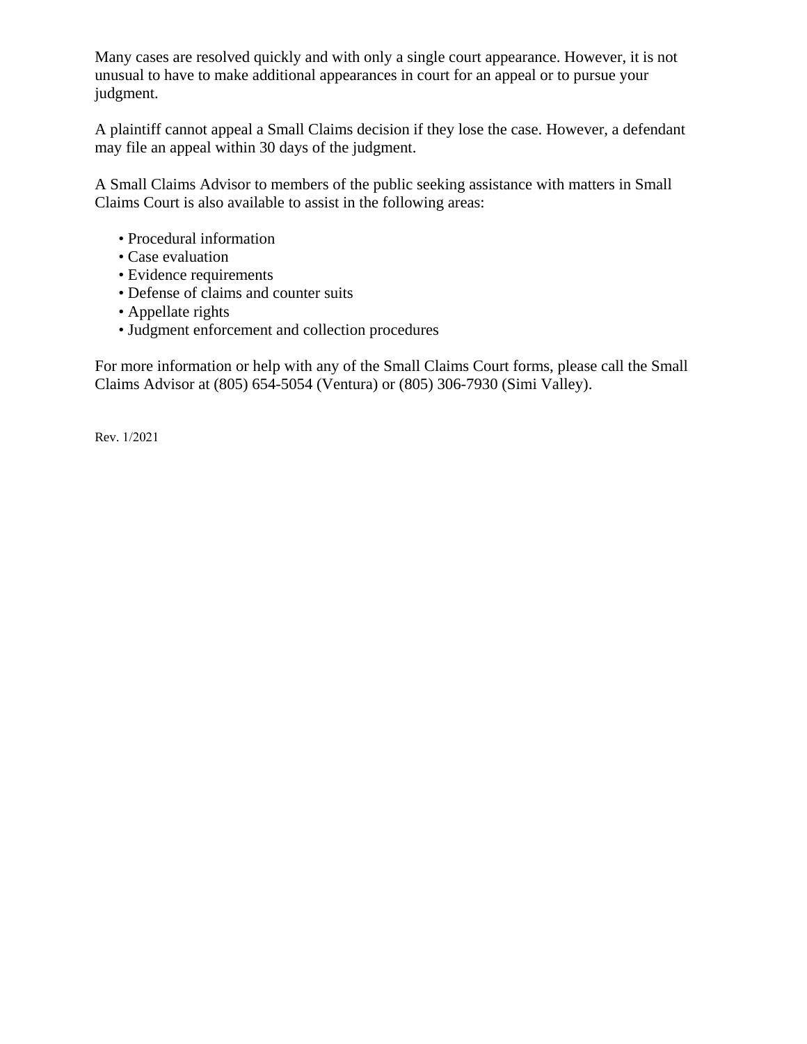Many cases are resolved quickly and with only a single court appearance. However, it is not unusual to have to make additional appearances in court for an appeal or to pursue your judgment.

A plaintiff cannot appeal a Small Claims decision if they lose the case. However, a defendant may file an appeal within 30 days of the judgment.

A Small Claims Advisor to members of the public seeking assistance with matters in Small Claims Court is also available to assist in the following areas:

- Procedural information
- Case evaluation
- Evidence requirements
- Defense of claims and counter suits
- Appellate rights
- Judgment enforcement and collection procedures

For more information or help with any of the Small Claims Court forms, please call the Small Claims Advisor at (805) 654-5054 (Ventura) or (805) 306-7930 (Simi Valley).

Rev. 1/2021